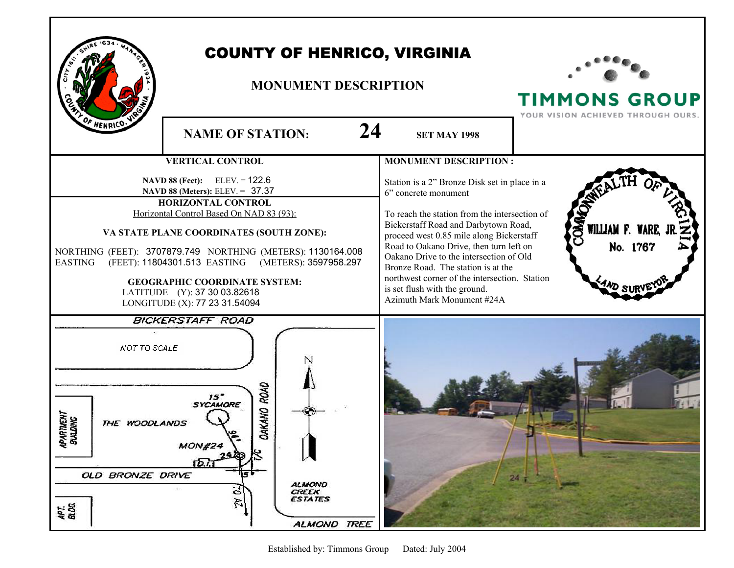# COUNTY OF HENRICO, VIRGINIA

## MONUMENT DESCRIPTION

TIMMONS GROUP
YOUR VISION ACHIEVED THROUGH OURS.

**NAME OF STATION:** **24** **SET MAY 1998**

### VERTICAL CONTROL

**NAVD 88 (Feet):** ELEV. = 122.6
**NAVD 88 (Meters):** ELEV. = 37.37

### HORIZONTAL CONTROL

Horizontal Control Based On NAD 83 (93):

**VA STATE PLANE COORDINATES (SOUTH ZONE):**

NORTHING (FEET): 3707879.749 NORTHING (METERS): 1130164.008
EASTING (FEET): 11804301.513 EASTING (METERS): 3597958.297

**GEOGRAPHIC COORDINATE SYSTEM:**
LATITUDE (Y): 37 30 03.82618
LONGITUDE (X): 77 23 31.54094

### MONUMENT DESCRIPTION :

Station is a 2" Bronze Disk set in place in a 6" concrete monument

To reach the station from the intersection of Bickerstaff Road and Darbytown Road, proceed west 0.85 mile along Bickerstaff Road to Oakano Drive, then turn left on Oakano Drive to the intersection of Old Bronze Road. The station is at the northwest corner of the intersection. Station is set flush with the ground.
Azimuth Mark Monument #24A

COMMONWEALTH OF VIRGINIA
WILLIAM F. WARE, JR.
No. 1767
LAND SURVEYOR

BICKERSTAFF ROAD
NOT TO SCALE
APARTMENT BUILDING
THE WOODLANDS
15" SYCAMORE
OAKANO ROAD
MON#24
24'
14'
D.I.
T/C
5'
N
OLD BRONZE DRIVE
TO AZ.
ALMOND CREEK ESTATES
APT. BLDG.
ALMOND TREE

Established by: Timmons Group Dated: July 2004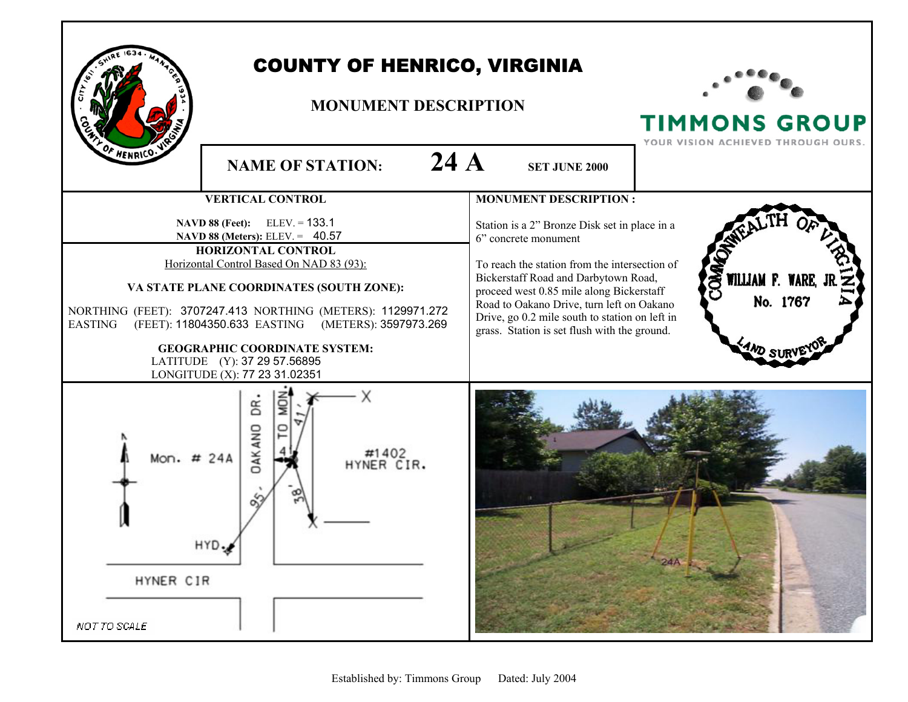# COUNTY OF HENRICO, VIRGINIA

## MONUMENT DESCRIPTION

TIMMONS GROUP
YOUR VISION ACHIEVED THROUGH OURS.

**NAME OF STATION:** **24 A** **SET JUNE 2000**

### VERTICAL CONTROL

**NAVD 88 (Feet):** ELEV. = 133.1
**NAVD 88 (Meters):** ELEV. = 40.57

### HORIZONTAL CONTROL

Horizontal Control Based On NAD 83 (93):

**VA STATE PLANE COORDINATES (SOUTH ZONE):**

NORTHING (FEET): 3707247.413 NORTHING (METERS): 1129971.272
EASTING (FEET): 11804350.633 EASTING (METERS): 3597973.269

**GEOGRAPHIC COORDINATE SYSTEM:**

LATITUDE (Y): 37 29 57.56895
LONGITUDE (X): 77 23 31.02351

### MONUMENT DESCRIPTION :

Station is a 2" Bronze Disk set in place in a 6" concrete monument

To reach the station from the intersection of Bickerstaff Road and Darbytown Road, proceed west 0.85 mile along Bickerstaff Road to Oakano Drive, turn left on Oakano Drive, go 0.2 mile south to station on left in grass. Station is set flush with the ground.

COMMONWEALTH OF VIRGINIA
WILLIAM F. WARE, JR.
No. 1767
LAND SURVEYOR

Mon. # 24A
OAKANO DR.
TO MON.
4'
41'
38'
95'
#1402 HYNER CIR.
HYD.
HYNER CIR
NOT TO SCALE

24A

Established by: Timmons Group Dated: July 2004